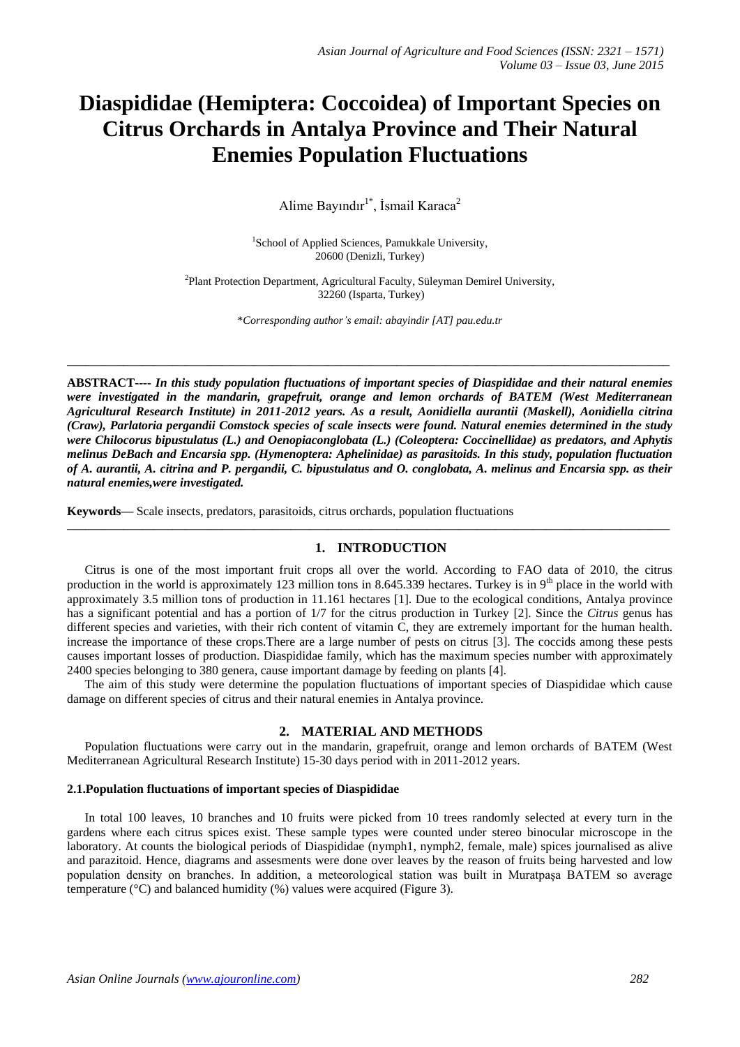# Diaspididae (Hemiptera: Coccoidea) of Important Species on Citrus Orchards in Antalya Province and Their Natural Enemies Population Fluctuations

Alime Bayındır[1*], İsmail Karaca[2]

[1]School of Applied Sciences, Pamukkale University, 20600 (Denizli, Turkey)

[2]Plant Protection Department, Agricultural Faculty, Süleyman Demirel University, 32260 (Isparta, Turkey)

*Corresponding author's email: abayindir [AT] pau.edu.tr

---

**ABSTRACT----** ***In this study population fluctuations of important species of Diaspididae and their natural enemies were investigated in the mandarin, grapefruit, orange and lemon orchards of BATEM (West Mediterranean Agricultural Research Institute) in 2011-2012 years. As a result, Aonidiella aurantii (Maskell), Aonidiella citrina (Craw), Parlatoria pergandii Comstock species of scale insects were found. Natural enemies determined in the study were Chilocorus bipustulatus (L.) and Oenopiaconglobata (L.) (Coleoptera: Coccinellidae) as predators, and Aphytis melinus DeBach and Encarsia spp. (Hymenoptera: Aphelinidae) as parasitoids. In this study, population fluctuation of A. aurantii, A. citrina and P. pergandii, C. bipustulatus and O. conglobata, A. melinus and Encarsia spp. as their natural enemies,were investigated.***

**Keywords—** Scale insects, predators, parasitoids, citrus orchards, population fluctuations

---

## 1. INTRODUCTION

Citrus is one of the most important fruit crops all over the world. According to FAO data of 2010, the citrus production in the world is approximately 123 million tons in 8.645.339 hectares. Turkey is in 9th place in the world with approximately 3.5 million tons of production in 11.161 hectares [1]. Due to the ecological conditions, Antalya province has a significant potential and has a portion of 1/7 for the citrus production in Turkey [2]. Since the *Citrus* genus has different species and varieties, with their rich content of vitamin C, they are extremely important for the human health. increase the importance of these crops.There are a large number of pests on citrus [3]. The coccids among these pests causes important losses of production. Diaspididae family, which has the maximum species number with approximately 2400 species belonging to 380 genera, cause important damage by feeding on plants [4].

The aim of this study were determine the population fluctuations of important species of Diaspididae which cause damage on different species of citrus and their natural enemies in Antalya province.

## 2. MATERIAL AND METHODS

Population fluctuations were carry out in the mandarin, grapefruit, orange and lemon orchards of BATEM (West Mediterranean Agricultural Research Institute) 15-30 days period with in 2011-2012 years.

### 2.1.Population fluctuations of important species of Diaspididae

In total 100 leaves, 10 branches and 10 fruits were picked from 10 trees randomly selected at every turn in the gardens where each citrus spices exist. These sample types were counted under stereo binocular microscope in the laboratory. At counts the biological periods of Diaspididae (nymph1, nymph2, female, male) spices journalised as alive and parazitoide. Hence, diagrams and assesments were done over leaves by the reason of fruits being harvested and low population density on branches. In addition, a meteorological station was built in Muratpaşa BATEM so average temperature (°C) and balanced humidity (%) values were acquired (Figure 3).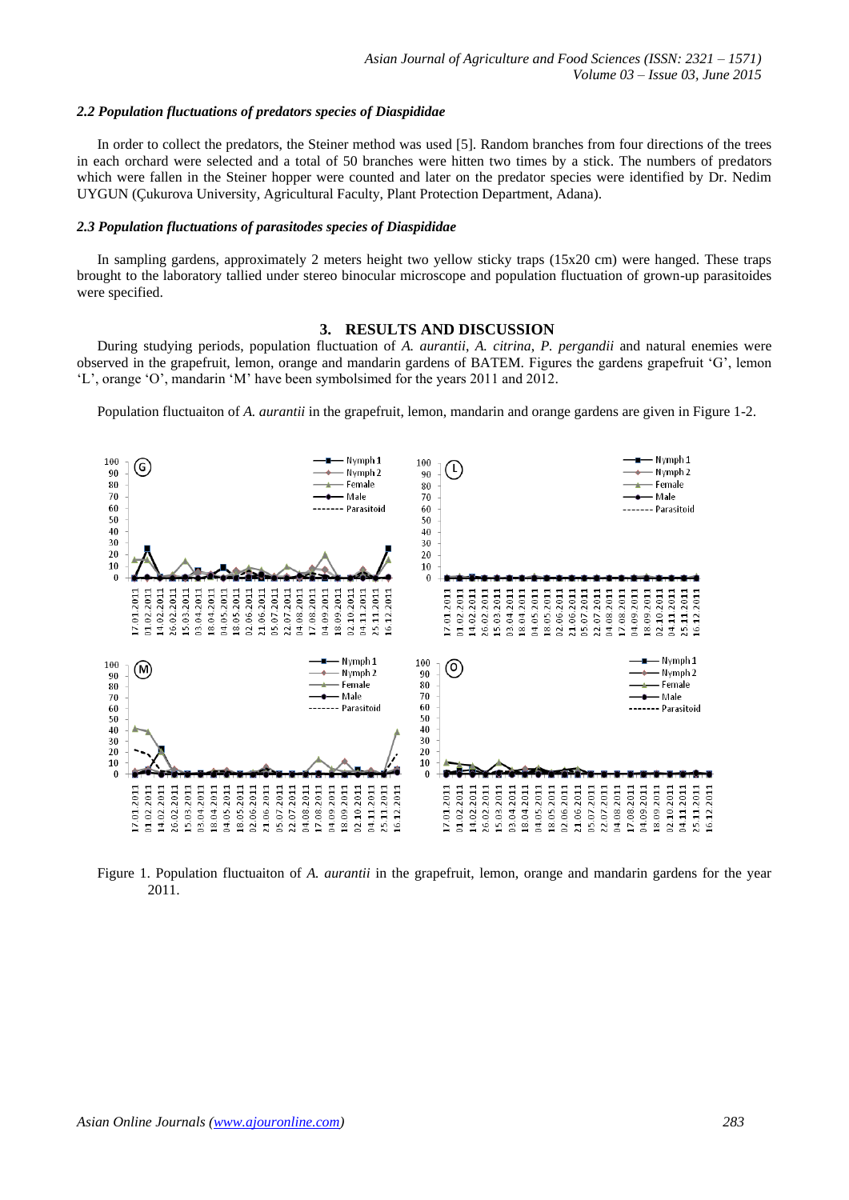### *2.2 Population fluctuations of predators species of Diaspididae*

In order to collect the predators, the Steiner method was used [5]. Random branches from four directions of the trees in each orchard were selected and a total of 50 branches were hitten two times by a stick. The numbers of predators which were fallen in the Steiner hopper were counted and later on the predator species were identified by Dr. Nedim UYGUN (Çukurova University, Agricultural Faculty, Plant Protection Department, Adana).

### *2.3 Population fluctuations of parasitodes species of Diaspididae*

In sampling gardens, approximately 2 meters height two yellow sticky traps (15x20 cm) were hanged. These traps brought to the laboratory tallied under stereo binocular microscope and population fluctuation of grown-up parasitoides were specified.

## 3. RESULTS AND DISCUSSION

During studying periods, population fluctuation of *A. aurantii*, *A. citrina*, *P. pergandii* and natural enemies were observed in the grapefruit, lemon, orange and mandarin gardens of BATEM. Figures the gardens grapefruit 'G', lemon 'L', orange 'O', mandarin 'M' have been symbolsimed for the years 2011 and 2012.

Population fluctuaiton of *A. aurantii* in the grapefruit, lemon, mandarin and orange gardens are given in Figure 1-2.

G
L
M
O

Nymph 1
Nymph 2
Female
Male
Parasitoid

100
90
80
70
60
50
40
30
20
10
0

17.01.2011
01.02.2011
14.02.2011
26.02.2011
15.03.2011
03.04.2011
18.04.2011
04.05.2011
18.05.2011
02.06.2011
21.06.2011
05.07.2011
22.07.2011
04.08.2011
17.08.2011
04.09.2011
18.09.2011
02.10.2011
04.11.2011
25.11.2011
16.12.2011

Figure 1. Population fluctuaiton of *A. aurantii* in the grapefruit, lemon, orange and mandarin gardens for the year 2011.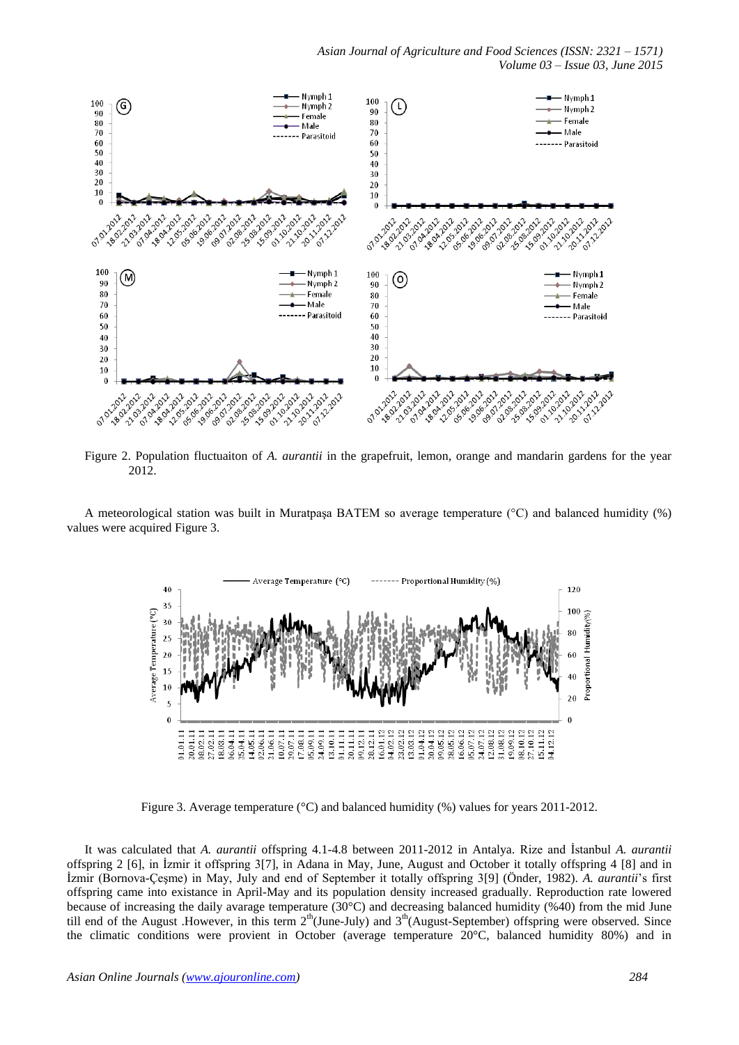(G)

100
90
80
70
60
50
40
30
20
10
0

Nymph 1
Nymph 2
Female
Male
Parasitoid

07.01.2012 18.02.2012 21.03.2012 07.04.2012 18.04.2012 12.05.2012 05.06.2012 19.06.2012 09.07.2012 02.08.2012 25.08.2012 15.09.2012 01.10.2012 21.10.2012 20.11.2012 07.12.2012

(L)

100
90
80
70
60
50
40
30
20
10
0

Nymph 1
Nymph 2
Female
Male
Parasitoid

07.01.2012 18.02.2012 21.03.2012 07.04.2012 18.04.2012 12.05.2012 05.06.2012 19.06.2012 09.07.2012 02.08.2012 25.08.2012 15.09.2012 01.10.2012 21.10.2012 20.11.2012 07.12.2012

(M)

100
90
80
70
60
50
40
30
20
10
0

Nymph 1
Nymph 2
Female
Male
Parasitoid

07.01.2012 18.02.2012 21.03.2012 07.04.2012 18.04.2012 12.05.2012 05.06.2012 19.06.2012 09.07.2012 02.08.2012 25.08.2012 15.09.2012 01.10.2012 21.10.2012 20.11.2012 07.12.2012

(O)

100
90
80
70
60
50
40
30
20
10
0

Nymph 1
Nymph 2
Female
Male
Parasitoid

07.01.2012 18.02.2012 21.03.2012 07.04.2012 18.04.2012 12.05.2012 05.06.2012 19.06.2012 09.07.2012 02.08.2012 25.08.2012 15.09.2012 01.10.2012 21.10.2012 20.11.2012 07.12.2012

Figure 2. Population fluctuaiton of *A. aurantii* in the grapefruit, lemon, orange and mandarin gardens for the year 2012.

A meteorological station was built in Muratpaşa BATEM so average temperature (°C) and balanced humidity (%) values were acquired Figure 3.

Average Temperature (°C)
Proportional Humidity (%)

Average Temperature (°C)
40
35
30
25
20
15
10
5
0

Proportional Humidity(%)
120
100
80
60
40
20
0

01.01.11 20.01.11 08.02.11 27.02.11 18.03.11 06.04.11 25.04.11 14.05.11 02.06.11 21.06.11 10.07.11 29.07.11 17.08.11 05.09.11 24.09.11 13.10.11 01.11.11 20.11.11 09.12.11 28.12.11 16.01.12 04.02.12 23.02.12 13.03.12 01.04.12 20.04.12 09.05.12 28.05.12 16.06.12 05.07.12 24.07.12 12.08.12 31.08.12 19.09.12 08.10.12 27.10.12 15.11.12 04.12.12

Figure 3. Average temperature (°C) and balanced humidity (%) values for years 2011-2012.

It was calculated that *A. aurantii* offspring 4.1-4.8 between 2011-2012 in Antalya. Rize and İstanbul *A. aurantii* offspring 2 [6], in İzmir it offspring 3[7], in Adana in May, June, August and October it totally offspring 4 [8] and in İzmir (Bornova-Çeşme) in May, July and end of September it totally offspring 3[9] (Önder, 1982). *A. aurantii*'s first offspring came into existance in April-May and its population density increased gradually. Reproduction rate lowered because of increasing the daily avarage temperature (30°C) and decreasing balanced humidity (%40) from the mid June till end of the August .However, in this term 2$^{th}$(June-July) and 3$^{th}$(August-September) offspring were observed. Since the climatic conditions were provient in October (average temperature 20°C, balanced humidity 80%) and in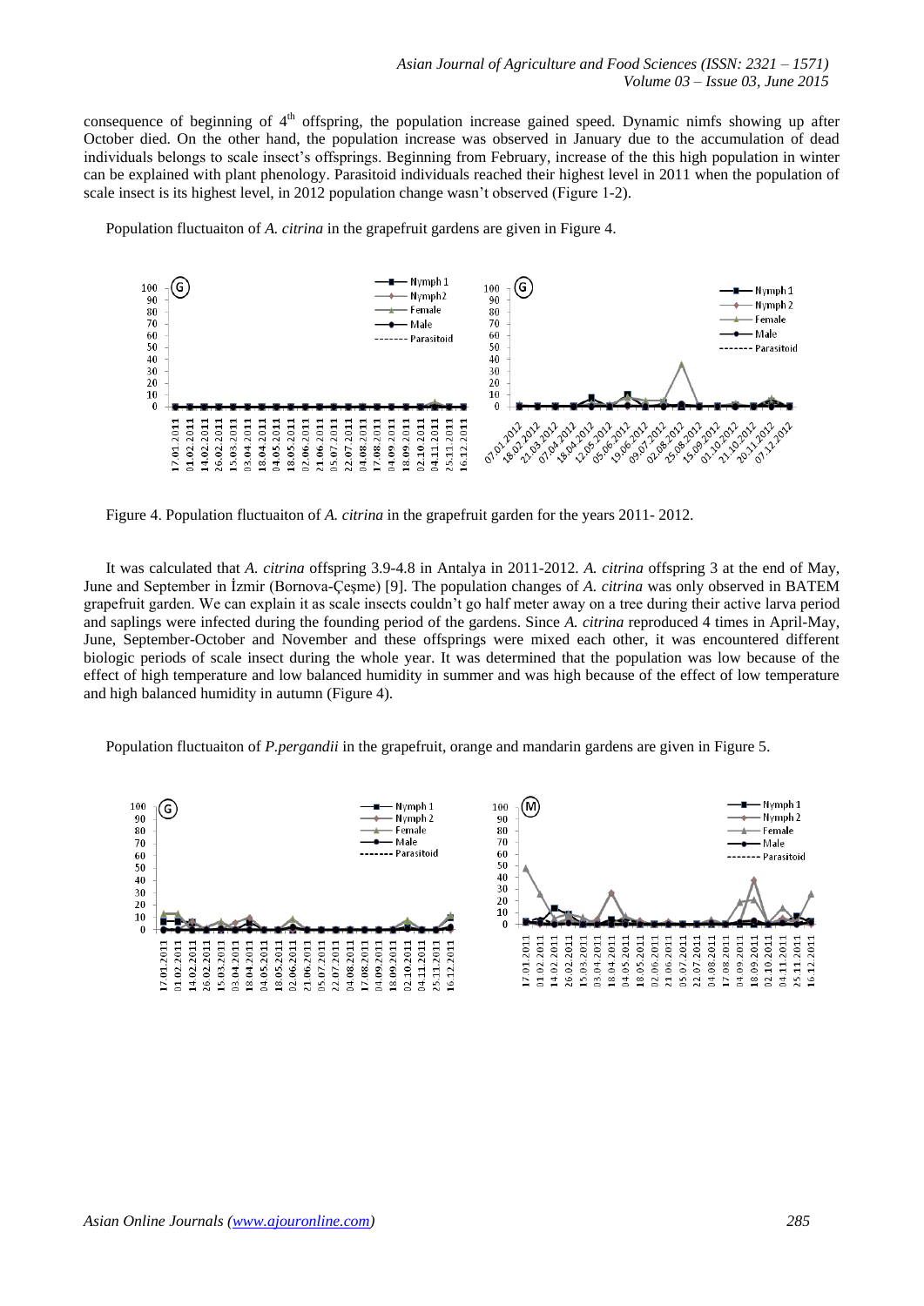consequence of beginning of 4[th] offspring, the population increase gained speed. Dynamic nimfs showing up after October died. On the other hand, the population increase was observed in January due to the accumulation of dead individuals belongs to scale insect's offsprings. Beginning from February, increase of the this high population in winter can be explained with plant phenology. Parasitoid individuals reached their highest level in 2011 when the population of scale insect is its highest level, in 2012 population change wasn't observed (Figure 1-2).

Population fluctuaiton of *A. citrina* in the grapefruit gardens are given in Figure 4.

G
100
90
80
70
60
50
40
30
20
10
0
Nymph 1
Nymph2
Female
Male
Parasitoid
17.01.2011
01.02.2011
14.02.2011
26.02.2011
15.03.2011
03.04.2011
18.04.2011
04.05.2011
18.05.2011
02.06.2011
21.06.2011
05.07.2011
22.07.2011
04.08.2011
17.08.2011
04.09.2011
18.09.2011
02.10.2011
04.11.2011
25.11.2011
16.12.2011

G
100
90
80
70
60
50
40
30
20
10
0
Nymph 1
Nymph 2
Female
Male
Parasitoid
07.01.2012
18.02.2012
21.03.2012
07.04.2012
18.04.2012
12.05.2012
05.06.2012
19.06.2012
09.07.2012
02.08.2012
25.08.2012
15.09.2012
01.10.2012
21.10.2012
20.11.2012
07.12.2012

Figure 4. Population fluctuaiton of *A. citrina* in the grapefruit garden for the years 2011- 2012.

It was calculated that *A. citrina* offspring 3.9-4.8 in Antalya in 2011-2012. *A. citrina* offspring 3 at the end of May, June and September in İzmir (Bornova-Çeşme) [9]. The population changes of *A. citrina* was only observed in BATEM grapefruit garden. We can explain it as scale insects couldn't go half meter away on a tree during their active larva period and saplings were infected during the founding period of the gardens. Since *A. citrina* reproduced 4 times in April-May, June, September-October and November and these offsprings were mixed each other, it was encountered different biologic periods of scale insect during the whole year. It was determined that the population was low because of the effect of high temperature and low balanced humidity in summer and was high because of the effect of low temperature and high balanced humidity in autumn (Figure 4).

Population fluctuaiton of *P.pergandii* in the grapefruit, orange and mandarin gardens are given in Figure 5.

G
100
90
80
70
60
50
40
30
20
10
0
Nymph 1
Nymph 2
Female
Male
Parasitoid
17.01.2011
01.02.2011
14.02.2011
26.02.2011
15.03.2011
03.04.2011
18.04.2011
04.05.2011
18.05.2011
02.06.2011
21.06.2011
05.07.2011
22.07.2011
04.08.2011
17.08.2011
04.09.2011
18.09.2011
02.10.2011
04.11.2011
25.11.2011
16.12.2011

M
100
90
80
70
60
50
40
30
20
10
0
Nymph 1
Nymph 2
Female
Male
Parasitoid
17.01.2011
01.02.2011
14.02.2011
26.02.2011
15.03.2011
03.04.2011
18.04.2011
04.05.2011
18.05.2011
02.06.2011
21.06.2011
05.07.2011
22.07.2011
04.08.2011
17.08.2011
04.09.2011
18.09.2011
02.10.2011
04.11.2011
25.11.2011
16.12.2011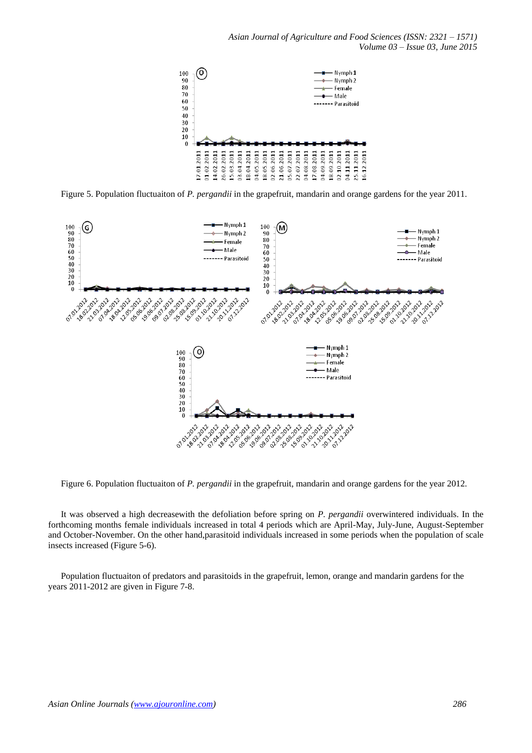(O)

100
90
80
70
60
50
40
30
20
10
0

Nymph 1
Nymph 2
Female
Male
Parasitoid

17.01.2011
01.02.2011
14.02.2011
26.02.2011
15.03.2011
03.04.2011
18.04.2011
04.05.2011
18.05.2011
02.06.2011
21.06.2011
05.07.2011
22.07.2011
04.08.2011
17.08.2011
04.09.2011
18.09.2011
02.10.2011
04.11.2011
25.11.2011
16.12.2011

Figure 5. Population fluctuaiton of *P. pergandii* in the grapefruit, mandarin and orange gardens for the year 2011.

(G)

100
90
80
70
60
50
40
30
20
10
0

Nymph 1
Nymph 2
Female
Male
Parasitoid

07.01.2012
18.02.2012
21.03.2012
07.04.2012
18.04.2012
12.05.2012
05.06.2012
19.06.2012
09.07.2012
02.08.2012
25.08.2012
15.09.2012
01.10.2012
21.10.2012
20.11.2012
07.12.2012

(M)

100
90
80
70
60
50
40
30
20
10
0

Nymph 1
Nymph 2
Female
Male
Parasitoid

07.01.2012
18.02.2012
21.03.2012
07.04.2012
18.04.2012
12.05.2012
05.06.2012
19.06.2012
09.07.2012
02.08.2012
25.08.2012
15.09.2012
01.10.2012
21.10.2012
20.11.2012
07.12.2012

(O)

100
90
80
70
60
50
40
30
20
10
0

Nymph 1
Nymph 2
Female
Male
Parasitoid

07.01.2012
18.02.2012
21.03.2012
07.04.2012
18.04.2012
12.05.2012
05.06.2012
19.06.2012
09.07.2012
02.08.2012
25.08.2012
15.09.2012
01.10.2012
21.10.2012
20.11.2012
07.12.2012

Figure 6. Population fluctuaiton of *P. pergandii* in the grapefruit, mandarin and orange gardens for the year 2012.

It was observed a high decreasewith the defoliation before spring on *P. pergandii* overwintered individuals. In the forthcoming months female individuals increased in total 4 periods which are April-May, July-June, August-September and October-November. On the other hand,parasitoid individuals increased in some periods when the population of scale insects increased (Figure 5-6).

Population fluctuaiton of predators and parasitoids in the grapefruit, lemon, orange and mandarin gardens for the years 2011-2012 are given in Figure 7-8.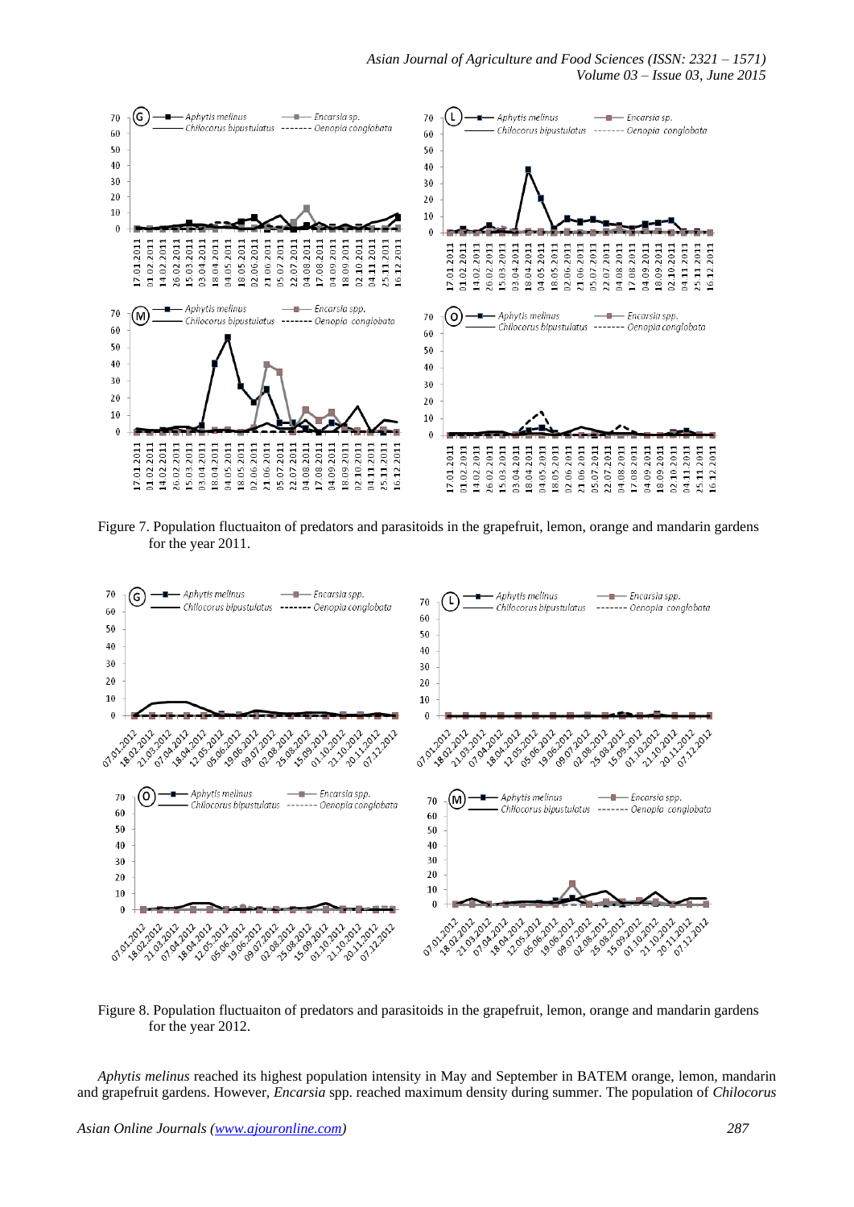G
Aphytis melinus
Encarsia sp.
Chilocorus bipustulatus
Oenopia conglobata
70
60
50
40
30
20
10
0
17.01.2011
01.02.2011
14.02.2011
26.02.2011
15.03.2011
03.04.2011
18.04.2011
04.05.2011
18.05.2011
02.06.2011
21.06.2011
05.07.2011
22.07.2011
04.08.2011
17.08.2011
04.09.2011
18.09.2011
02.10.2011
04.11.2011
25.11.2011
16.12.2011

L
Aphytis melinus
Encarsia sp.
Chilocorus bipustulatus
Oenopia conglobata

M
Aphytis melinus
Encarsia spp.
Chilocorus bipustulatus
Oenopia conglobata

O
Aphytis melinus
Encarsia spp.
Chilocorus bipustulatus
Oenopia conglobata

Figure 7. Population fluctuaiton of predators and parasitoids in the grapefruit, lemon, orange and mandarin gardens for the year 2011.

G
Aphytis melinus
Encarsia spp.
Chilocorus bipustulatus
Oenopia conglobata
70
60
50
40
30
20
10
0
07.01.2012
18.02.2012
21.03.2012
07.04.2012
18.04.2012
12.05.2012
05.06.2012
19.06.2012
09.07.2012
02.08.2012
25.08.2012
15.09.2012
01.10.2012
21.10.2012
20.11.2012
07.12.2012

L
Aphytis melinus
Encarsia spp.
Chilocorus bipustulatus
Oenopia conglobata

O
Aphytis melinus
Encarsia spp.
Chilocorus bipustulatus
Oenopia conglobata

M
Aphytis melinus
Encarsia spp.
Chilocorus bipustulatus
Oenopia conglobata

Figure 8. Population fluctuaiton of predators and parasitoids in the grapefruit, lemon, orange and mandarin gardens for the year 2012.

*Aphytis melinus* reached its highest population intensity in May and September in BATEM orange, lemon, mandarin and grapefruit gardens. However, *Encarsia* spp. reached maximum density during summer. The population of *Chilocorus*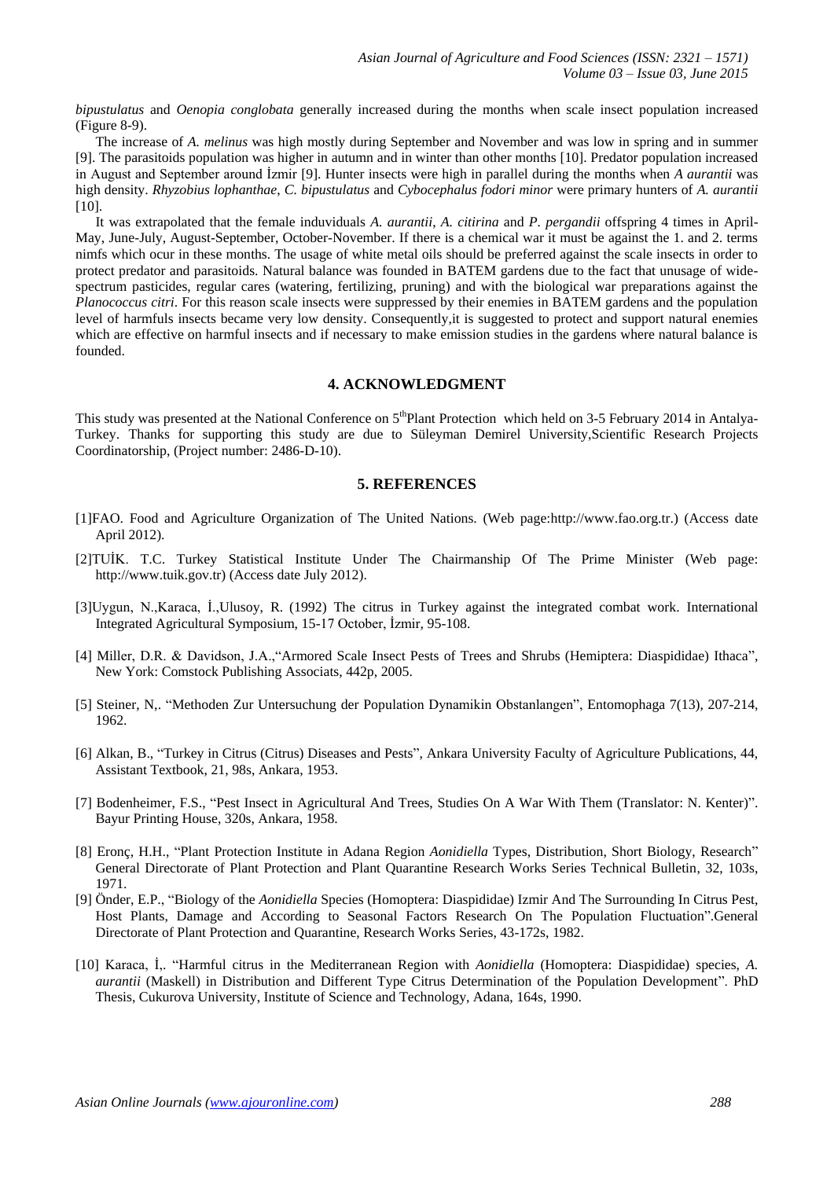*bipustulatus* and *Oenopia conglobata* generally increased during the months when scale insect population increased (Figure 8-9).

The increase of *A. melinus* was high mostly during September and November and was low in spring and in summer [9]. The parasitoids population was higher in autumn and in winter than other months [10]. Predator population increased in August and September around İzmir [9]. Hunter insects were high in parallel during the months when *A aurantii* was high density. *Rhyzobius lophanthae*, *C. bipustulatus* and *Cybocephalus fodori minor* were primary hunters of *A. aurantii* [10].

It was extrapolated that the female induviduals *A. aurantii*, *A. citirina* and *P. pergandii* offspring 4 times in April-May, June-July, August-September, October-November. If there is a chemical war it must be against the 1. and 2. terms nimfs which ocur in these months. The usage of white metal oils should be preferred against the scale insects in order to protect predator and parasitoids. Natural balance was founded in BATEM gardens due to the fact that unusage of wide-spectrum pasticides, regular cares (watering, fertilizing, pruning) and with the biological war preparations against the *Planococcus citri*. For this reason scale insects were suppressed by their enemies in BATEM gardens and the population level of harmfuls insects became very low density. Consequently,it is suggested to protect and support natural enemies which are effective on harmful insects and if necessary to make emission studies in the gardens where natural balance is founded.

## 4. ACKNOWLEDGMENT

This study was presented at the National Conference on 5thPlant Protection which held on 3-5 February 2014 in Antalya-Turkey. Thanks for supporting this study are due to Süleyman Demirel University,Scientific Research Projects Coordinatorship, (Project number: 2486-D-10).

## 5. REFERENCES

[1]FAO. Food and Agriculture Organization of The United Nations. (Web page:http://www.fao.org.tr.) (Access date April 2012).

[2]TUİK. T.C. Turkey Statistical Institute Under The Chairmanship Of The Prime Minister (Web page: http://www.tuik.gov.tr) (Access date July 2012).

[3]Uygun, N.,Karaca, İ.,Ulusoy, R. (1992) The citrus in Turkey against the integrated combat work. International Integrated Agricultural Symposium, 15-17 October, İzmir, 95-108.

[4] Miller, D.R. & Davidson, J.A.,"Armored Scale Insect Pests of Trees and Shrubs (Hemiptera: Diaspididae) Ithaca", New York: Comstock Publishing Associats, 442p, 2005.

[5] Steiner, N,. "Methoden Zur Untersuchung der Population Dynamikin Obstanlangen", Entomophaga 7(13), 207-214, 1962.

[6] Alkan, B., "Turkey in Citrus (Citrus) Diseases and Pests", Ankara University Faculty of Agriculture Publications, 44, Assistant Textbook, 21, 98s, Ankara, 1953.

[7] Bodenheimer, F.S., "Pest Insect in Agricultural And Trees, Studies On A War With Them (Translator: N. Kenter)". Bayur Printing House, 320s, Ankara, 1958.

[8] Eronç, H.H., "Plant Protection Institute in Adana Region *Aonidiella* Types, Distribution, Short Biology, Research" General Directorate of Plant Protection and Plant Quarantine Research Works Series Technical Bulletin, 32, 103s, 1971.

[9] Önder, E.P., "Biology of the *Aonidiella* Species (Homoptera: Diaspididae) Izmir And The Surrounding In Citrus Pest, Host Plants, Damage and According to Seasonal Factors Research On The Population Fluctuation".General Directorate of Plant Protection and Quarantine, Research Works Series, 43-172s, 1982.

[10] Karaca, İ,. "Harmful citrus in the Mediterranean Region with *Aonidiella* (Homoptera: Diaspididae) species, *A. aurantii* (Maskell) in Distribution and Different Type Citrus Determination of the Population Development". PhD Thesis, Cukurova University, Institute of Science and Technology, Adana, 164s, 1990.